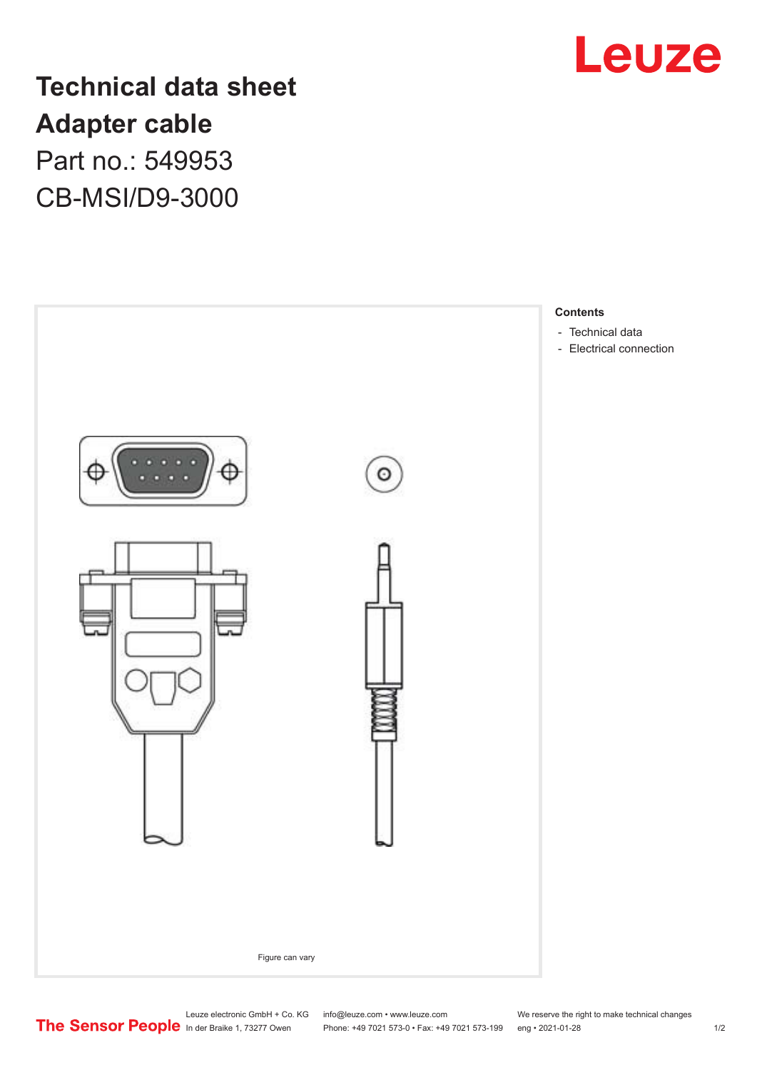# Technical data sheet

## Adapter cable

Part no.: 549953

CB-MSI/D9-3000

Figure can vary

**Contents**

- Technical data
- Electrical connection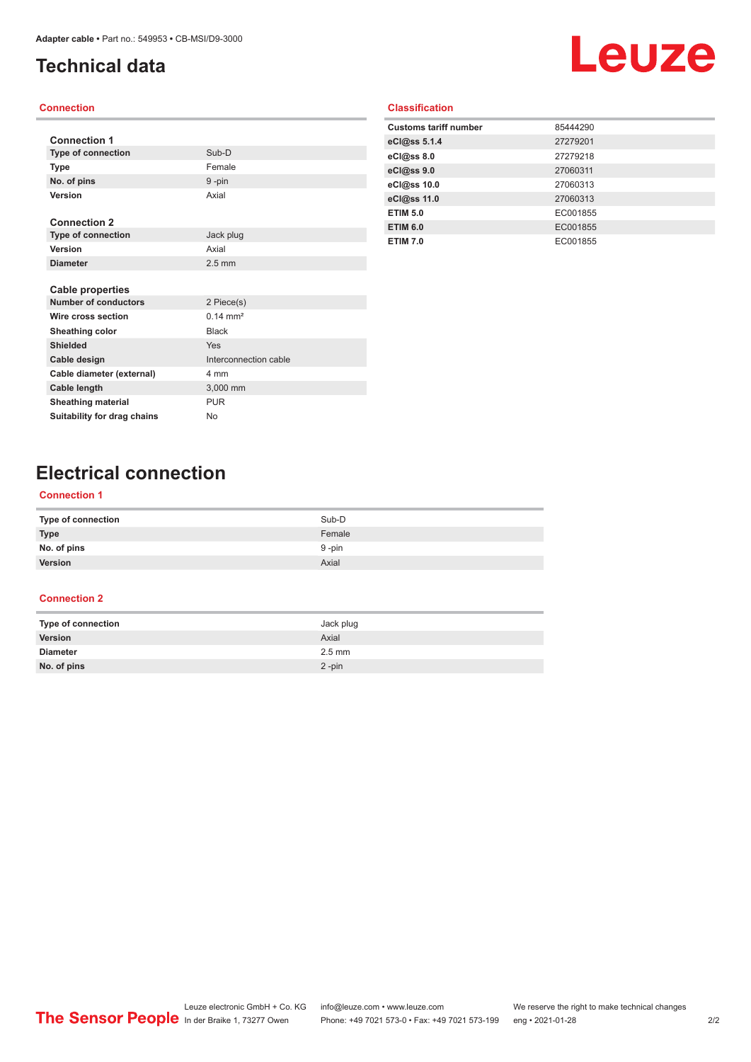Adapter cable • Part no.: 549953 • CB-MSI/D9-3000

# Technical data

## Connection

### Connection 1

| | |
|---|---|
| Type of connection | Sub-D |
| Type | Female |
| No. of pins | 9 -pin |
| Version | Axial |

### Connection 2

| | |
|---|---|
| Type of connection | Jack plug |
| Version | Axial |
| Diameter | 2.5 mm |

### Cable properties

| | |
|---|---|
| Number of conductors | 2 Piece(s) |
| Wire cross section | 0.14 mm² |
| Sheathing color | Black |
| Shielded | Yes |
| Cable design | Interconnection cable |
| Cable diameter (external) | 4 mm |
| Cable length | 3,000 mm |
| Sheathing material | PUR |
| Suitability for drag chains | No |

## Classification

| | |
|---|---|
| Customs tariff number | 85444290 |
| eCl@ss 5.1.4 | 27279201 |
| eCl@ss 8.0 | 27279218 |
| eCl@ss 9.0 | 27060311 |
| eCl@ss 10.0 | 27060313 |
| eCl@ss 11.0 | 27060313 |
| ETIM 5.0 | EC001855 |
| ETIM 6.0 | EC001855 |
| ETIM 7.0 | EC001855 |

# Electrical connection

## Connection 1

| | |
|---|---|
| Type of connection | Sub-D |
| Type | Female |
| No. of pins | 9 -pin |
| Version | Axial |

## Connection 2

| | |
|---|---|
| Type of connection | Jack plug |
| Version | Axial |
| Diameter | 2.5 mm |
| No. of pins | 2 -pin |

The Sensor People

Leuze electronic GmbH + Co. KG
In der Braike 1, 73277 Owen

info@leuze.com • www.leuze.com
Phone: +49 7021 573-0 • Fax: +49 7021 573-199

We reserve the right to make technical changes
eng • 2021-01-28